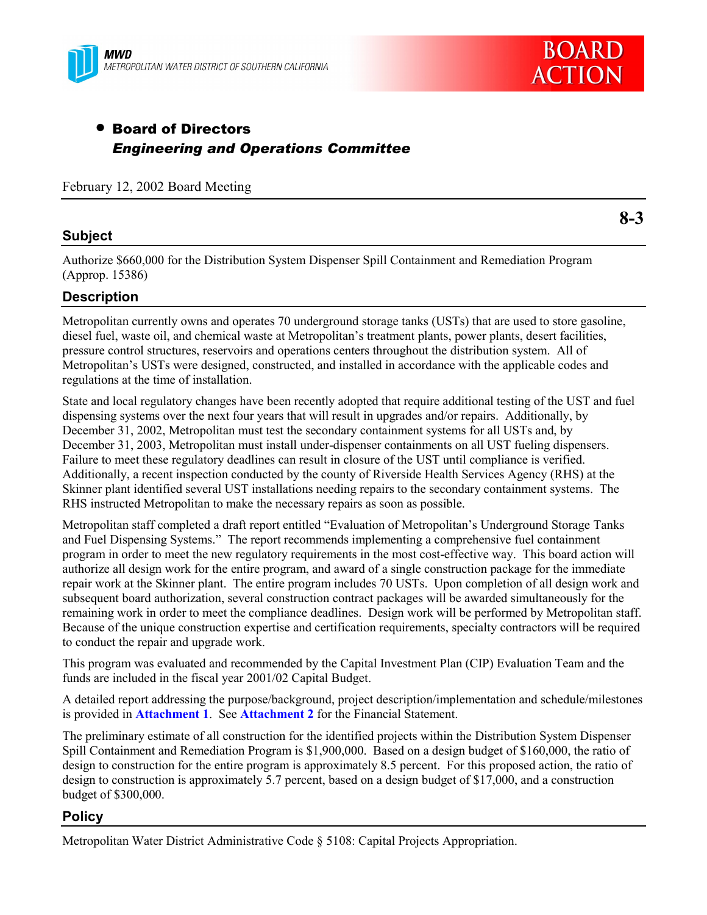MWD
METROPOLITAN WATER DISTRICT OF SOUTHERN CALIFORNIA

BOARD ACTION

- **Board of Directors**
  ***Engineering and Operations Committee***

February 12, 2002 Board Meeting

**8-3**

## Subject

Authorize $660,000 for the Distribution System Dispenser Spill Containment and Remediation Program (Approp. 15386)

## Description

Metropolitan currently owns and operates 70 underground storage tanks (USTs) that are used to store gasoline, diesel fuel, waste oil, and chemical waste at Metropolitan's treatment plants, power plants, desert facilities, pressure control structures, reservoirs and operations centers throughout the distribution system. All of Metropolitan's USTs were designed, constructed, and installed in accordance with the applicable codes and regulations at the time of installation.

State and local regulatory changes have been recently adopted that require additional testing of the UST and fuel dispensing systems over the next four years that will result in upgrades and/or repairs. Additionally, by December 31, 2002, Metropolitan must test the secondary containment systems for all USTs and, by December 31, 2003, Metropolitan must install under-dispenser containments on all UST fueling dispensers. Failure to meet these regulatory deadlines can result in closure of the UST until compliance is verified. Additionally, a recent inspection conducted by the county of Riverside Health Services Agency (RHS) at the Skinner plant identified several UST installations needing repairs to the secondary containment systems. The RHS instructed Metropolitan to make the necessary repairs as soon as possible.

Metropolitan staff completed a draft report entitled "Evaluation of Metropolitan's Underground Storage Tanks and Fuel Dispensing Systems." The report recommends implementing a comprehensive fuel containment program in order to meet the new regulatory requirements in the most cost-effective way. This board action will authorize all design work for the entire program, and award of a single construction package for the immediate repair work at the Skinner plant. The entire program includes 70 USTs. Upon completion of all design work and subsequent board authorization, several construction contract packages will be awarded simultaneously for the remaining work in order to meet the compliance deadlines. Design work will be performed by Metropolitan staff. Because of the unique construction expertise and certification requirements, specialty contractors will be required to conduct the repair and upgrade work.

This program was evaluated and recommended by the Capital Investment Plan (CIP) Evaluation Team and the funds are included in the fiscal year 2001/02 Capital Budget.

A detailed report addressing the purpose/background, project description/implementation and schedule/milestones is provided in **Attachment 1**. See **Attachment 2** for the Financial Statement.

The preliminary estimate of all construction for the identified projects within the Distribution System Dispenser Spill Containment and Remediation Program is $1,900,000. Based on a design budget of $160,000, the ratio of design to construction for the entire program is approximately 8.5 percent. For this proposed action, the ratio of design to construction is approximately 5.7 percent, based on a design budget of $17,000, and a construction budget of $300,000.

## Policy

Metropolitan Water District Administrative Code § 5108: Capital Projects Appropriation.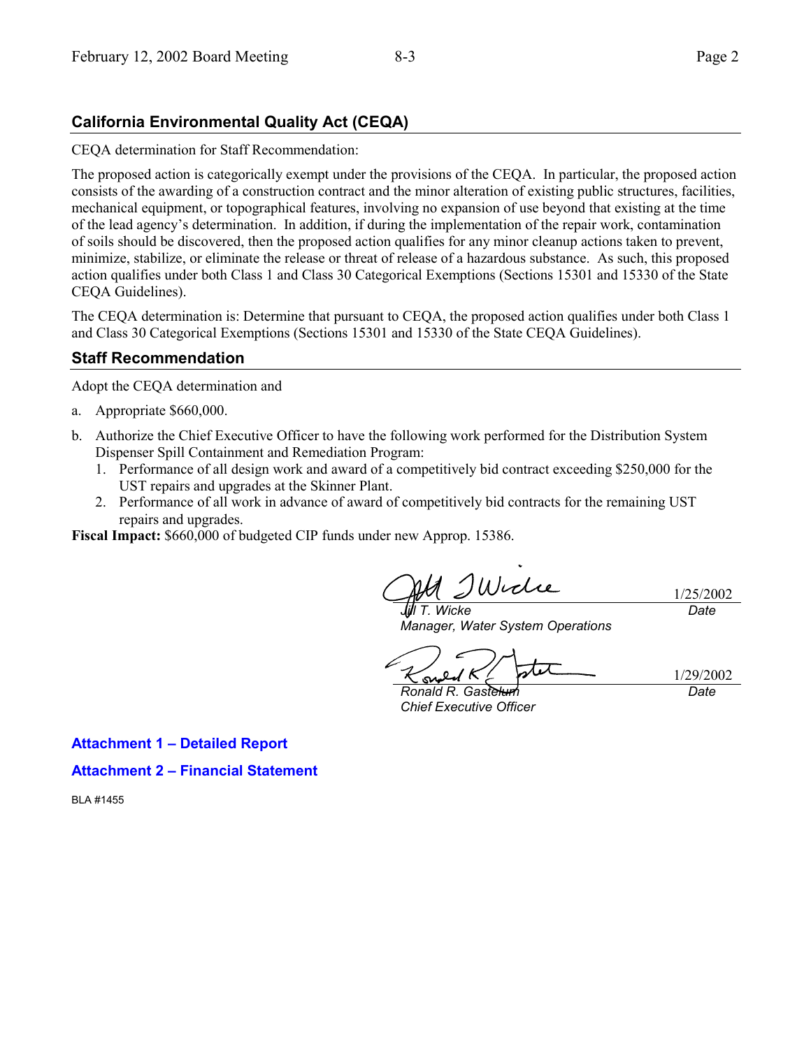## California Environmental Quality Act (CEQA)

CEQA determination for Staff Recommendation:

The proposed action is categorically exempt under the provisions of the CEQA. In particular, the proposed action consists of the awarding of a construction contract and the minor alteration of existing public structures, facilities, mechanical equipment, or topographical features, involving no expansion of use beyond that existing at the time of the lead agency's determination. In addition, if during the implementation of the repair work, contamination of soils should be discovered, then the proposed action qualifies for any minor cleanup actions taken to prevent, minimize, stabilize, or eliminate the release or threat of release of a hazardous substance. As such, this proposed action qualifies under both Class 1 and Class 30 Categorical Exemptions (Sections 15301 and 15330 of the State CEQA Guidelines).

The CEQA determination is: Determine that pursuant to CEQA, the proposed action qualifies under both Class 1 and Class 30 Categorical Exemptions (Sections 15301 and 15330 of the State CEQA Guidelines).

## Staff Recommendation

Adopt the CEQA determination and

a. Appropriate $660,000.

b. Authorize the Chief Executive Officer to have the following work performed for the Distribution System Dispenser Spill Containment and Remediation Program:
   1. Performance of all design work and award of a competitively bid contract exceeding $250,000 for the UST repairs and upgrades at the Skinner Plant.
   2. Performance of all work in advance of award of competitively bid contracts for the remaining UST repairs and upgrades.

**Fiscal Impact:** $660,000 of budgeted CIP funds under new Approp. 15386.

| | |
|---|---|
| *Jill T. Wicke* | 1/25/2002 |
| *Manager, Water System Operations* | *Date* |
| *Ronald R. Gastelum* | 1/29/2002 |
| *Chief Executive Officer* | *Date* |

**Attachment 1 – Detailed Report**

**Attachment 2 – Financial Statement**

BLA #1455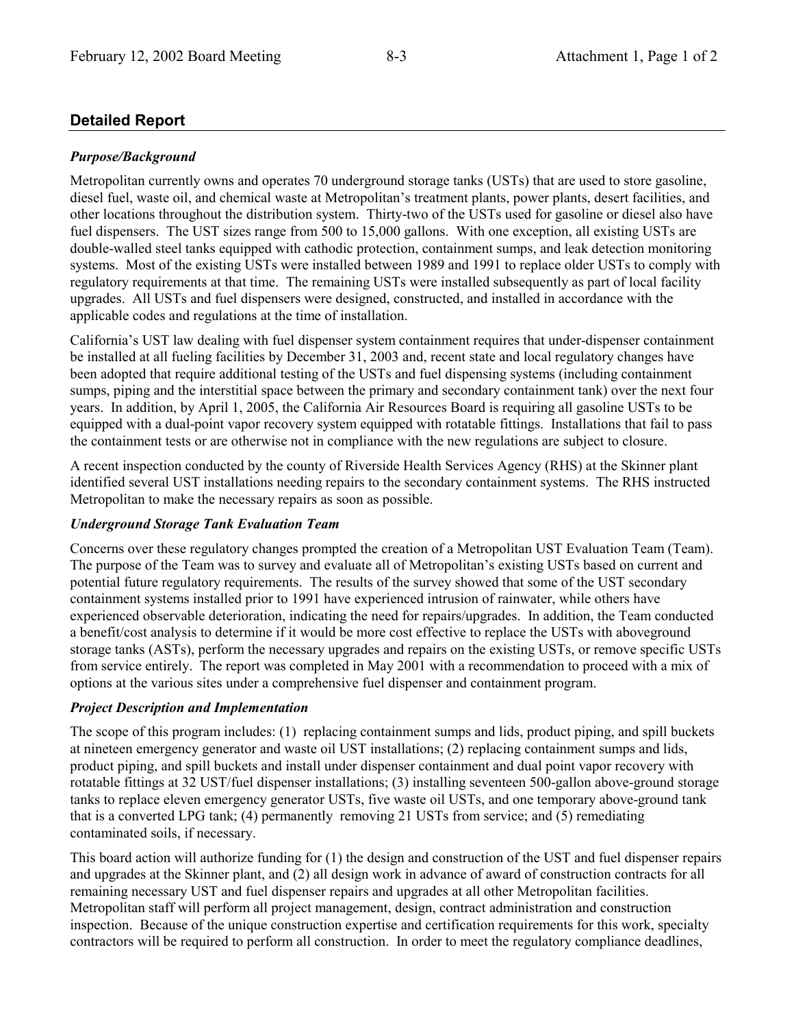## Detailed Report

### *Purpose/Background*

Metropolitan currently owns and operates 70 underground storage tanks (USTs) that are used to store gasoline, diesel fuel, waste oil, and chemical waste at Metropolitan's treatment plants, power plants, desert facilities, and other locations throughout the distribution system. Thirty-two of the USTs used for gasoline or diesel also have fuel dispensers. The UST sizes range from 500 to 15,000 gallons. With one exception, all existing USTs are double-walled steel tanks equipped with cathodic protection, containment sumps, and leak detection monitoring systems. Most of the existing USTs were installed between 1989 and 1991 to replace older USTs to comply with regulatory requirements at that time. The remaining USTs were installed subsequently as part of local facility upgrades. All USTs and fuel dispensers were designed, constructed, and installed in accordance with the applicable codes and regulations at the time of installation.

California's UST law dealing with fuel dispenser system containment requires that under-dispenser containment be installed at all fueling facilities by December 31, 2003 and, recent state and local regulatory changes have been adopted that require additional testing of the USTs and fuel dispensing systems (including containment sumps, piping and the interstitial space between the primary and secondary containment tank) over the next four years. In addition, by April 1, 2005, the California Air Resources Board is requiring all gasoline USTs to be equipped with a dual-point vapor recovery system equipped with rotatable fittings. Installations that fail to pass the containment tests or are otherwise not in compliance with the new regulations are subject to closure.

A recent inspection conducted by the county of Riverside Health Services Agency (RHS) at the Skinner plant identified several UST installations needing repairs to the secondary containment systems. The RHS instructed Metropolitan to make the necessary repairs as soon as possible.

### *Underground Storage Tank Evaluation Team*

Concerns over these regulatory changes prompted the creation of a Metropolitan UST Evaluation Team (Team). The purpose of the Team was to survey and evaluate all of Metropolitan's existing USTs based on current and potential future regulatory requirements. The results of the survey showed that some of the UST secondary containment systems installed prior to 1991 have experienced intrusion of rainwater, while others have experienced observable deterioration, indicating the need for repairs/upgrades. In addition, the Team conducted a benefit/cost analysis to determine if it would be more cost effective to replace the USTs with aboveground storage tanks (ASTs), perform the necessary upgrades and repairs on the existing USTs, or remove specific USTs from service entirely. The report was completed in May 2001 with a recommendation to proceed with a mix of options at the various sites under a comprehensive fuel dispenser and containment program.

### *Project Description and Implementation*

The scope of this program includes: (1) replacing containment sumps and lids, product piping, and spill buckets at nineteen emergency generator and waste oil UST installations; (2) replacing containment sumps and lids, product piping, and spill buckets and install under dispenser containment and dual point vapor recovery with rotatable fittings at 32 UST/fuel dispenser installations; (3) installing seventeen 500-gallon above-ground storage tanks to replace eleven emergency generator USTs, five waste oil USTs, and one temporary above-ground tank that is a converted LPG tank; (4) permanently removing 21 USTs from service; and (5) remediating contaminated soils, if necessary.

This board action will authorize funding for (1) the design and construction of the UST and fuel dispenser repairs and upgrades at the Skinner plant, and (2) all design work in advance of award of construction contracts for all remaining necessary UST and fuel dispenser repairs and upgrades at all other Metropolitan facilities. Metropolitan staff will perform all project management, design, contract administration and construction inspection. Because of the unique construction expertise and certification requirements for this work, specialty contractors will be required to perform all construction. In order to meet the regulatory compliance deadlines,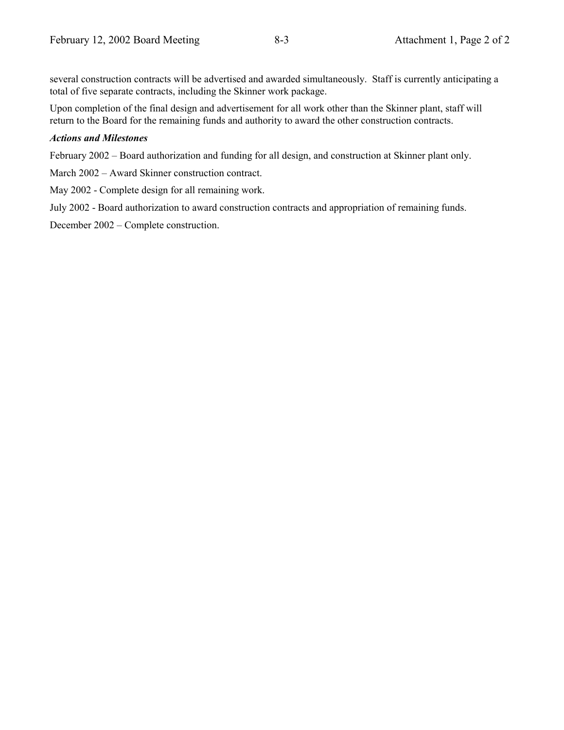several construction contracts will be advertised and awarded simultaneously. Staff is currently anticipating a total of five separate contracts, including the Skinner work package.

Upon completion of the final design and advertisement for all work other than the Skinner plant, staff will return to the Board for the remaining funds and authority to award the other construction contracts.

***Actions and Milestones***

February 2002 – Board authorization and funding for all design, and construction at Skinner plant only.

March 2002 – Award Skinner construction contract.

May 2002 - Complete design for all remaining work.

July 2002 - Board authorization to award construction contracts and appropriation of remaining funds.

December 2002 – Complete construction.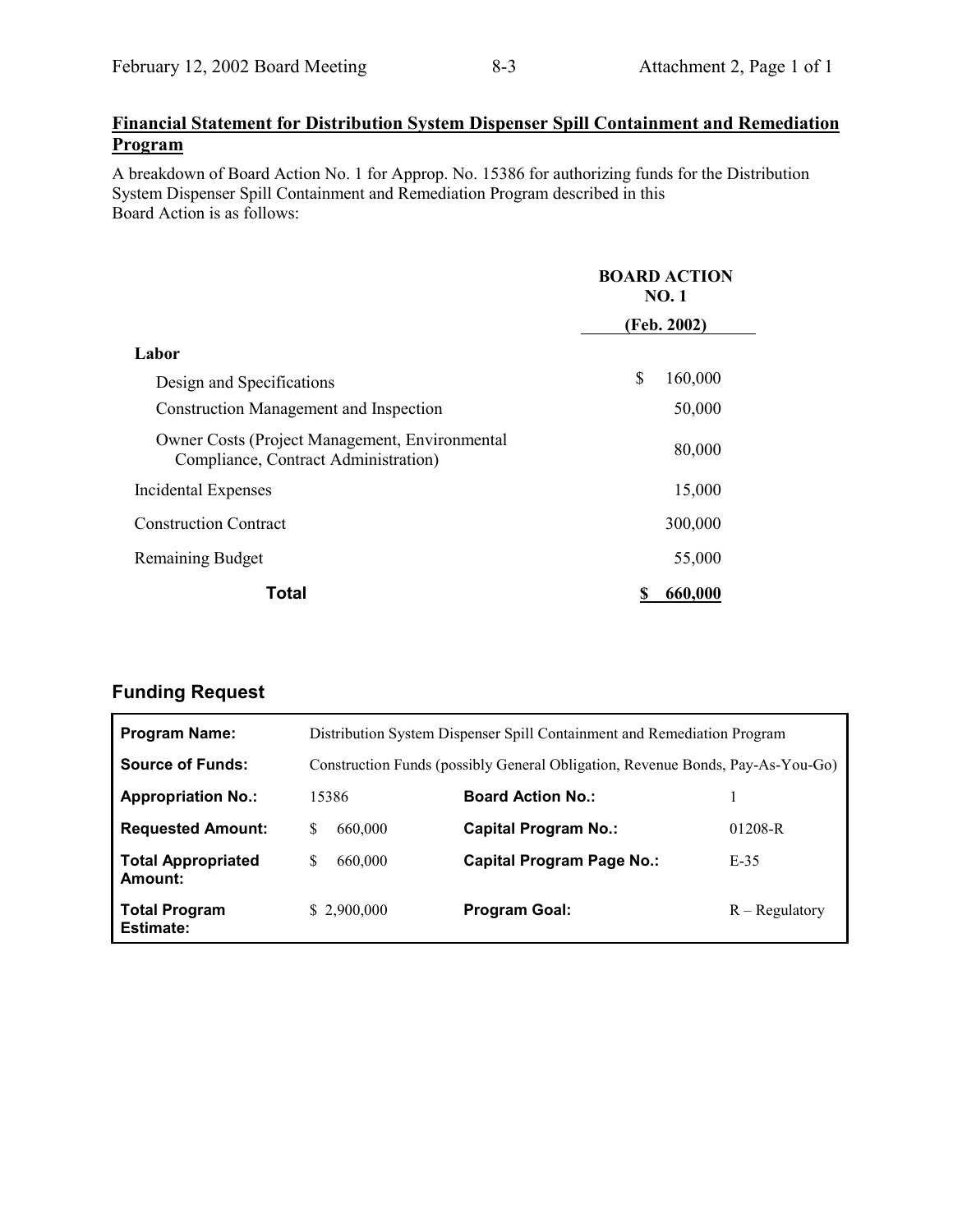**Financial Statement for Distribution System Dispenser Spill Containment and Remediation Program**

A breakdown of Board Action No. 1 for Approp. No. 15386 for authorizing funds for the Distribution System Dispenser Spill Containment and Remediation Program described in this Board Action is as follows:

| | BOARD ACTION NO. 1 (Feb. 2002) |
|---|---|
| **Labor** | |
| Design and Specifications | $ 160,000 |
| Construction Management and Inspection | 50,000 |
| Owner Costs (Project Management, Environmental Compliance, Contract Administration) | 80,000 |
| Incidental Expenses | 15,000 |
| Construction Contract | 300,000 |
| Remaining Budget | 55,000 |
| **Total** | **$ 660,000** |

## Funding Request

| | | | |
|---|---|---|---|
| **Program Name:** | Distribution System Dispenser Spill Containment and Remediation Program | | |
| **Source of Funds:** | Construction Funds (possibly General Obligation, Revenue Bonds, Pay-As-You-Go) | | |
| **Appropriation No.:** | 15386 | **Board Action No.:** | 1 |
| **Requested Amount:** | $ 660,000 | **Capital Program No.:** | 01208-R |
| **Total Appropriated Amount:** | $ 660,000 | **Capital Program Page No.:** | E-35 |
| **Total Program Estimate:** | $ 2,900,000 | **Program Goal:** | R – Regulatory |